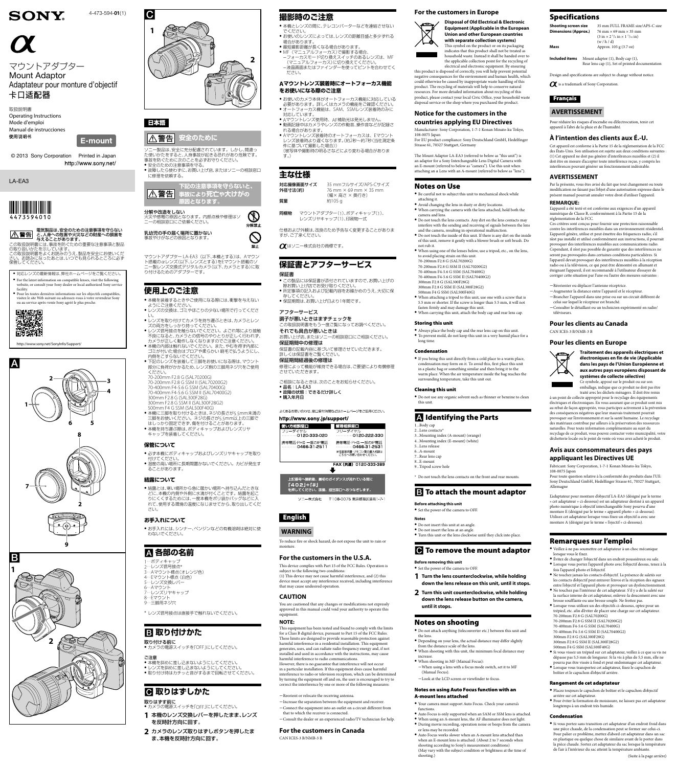SONY

4-473-594-01(1)

α

# マウントアダプター
# Mount Adaptor
# Adaptateur pour monture d'objectif
# 卡口适配器

取扱説明書
Operating Instructions
Mode d'emploi
Manual de instrucciones
使用说明书

E-mount

© 2013 Sony Corporation  Printed in Japan
http://www.sony.net/

LA-EA3

4473594010

⚠警告 電気製品は、安全のための注意事項を守らないと、人身への危険や火災などの財産への損害を与えることがあります。
この取扱説明書には、事故を防ぐための重要な注意事項と製品の取り扱いかたを示しています。
この取扱説明書をよくお読みのうえ、製品を安全にお使いください。お読みになったあとは、いつでも見られるところに必ず保管してください。

- 対応レンズの最新情報は、弊社ホームページをご覧ください。
- For the latest information on compatible lenses, visit the following website, or consult your Sony dealer or local authorized Sony service facility.
- Pour les toutes dernières informations sur les objectifs compatibles, visitez le site Web suivant ou adressez-vous à votre revendeur Sony ou au service après-vente Sony agréé le plus proche.

http://www.sony.net/SonyInfo/Support/

A

2 3 4 1 6 5 8 7 2 9

B

1 2

C

1 2

## 日本語

### ⚠警告 安全のために

ソニー製品は、安全に充分配慮されています。しかし、間違った使いかたをすると、人身事故が起きる恐れがあり危険です。事故を防ぐために次のことを必ずお守りください。
- 安全のための注意事項を守る。
- 故障したら使わずに、お買い上げ店、またはソニーの相談窓口に修理を依頼する。

### ⚠警告 下記の注意事項を守らないと、事故により死亡や大けがの原因となります。

**分解や改造をしない**
火災や感電の原因となります。内部点検や修理はソニーの相談窓口にご依頼ください。

分解禁止

**乳幼児の手の届く場所に置かない**
事故やけがなどの原因となります。

禁止

マウントアダプター LA-EA3(以下、本機とする)は、Aマウント搭載のαレンズ(以下、レンズとする)をEマウント搭載のソニー製レンズ交換式デジタルカメラ(以下、カメラとする)に取り付けるためのアダプターです。

## 使用上のご注意

- 本機を装着するときやご使用になる際には、衝撃を与えないようにご注意ください。
- レンズの交換は、ゴミやほこりの少ない場所で行ってください。
- レンズを取り付けてカメラを持ち運ぶときは、カメラとレンズの両方をしっかり持ってください。
- レンズ信号接点を触らないでください。よごれ等により接触不良になると、カメラとの信号のやりとりが正しく行われず、カメラが正しく動作しなくなりますのでご注意ください。
- 本機の内部は触れないでください。また、やむを得ず内部にゴミが付いた場合はブロアや柔らかい刷毛で払うようにし、内部をこすらないでください。
- 下記のレンズを装着して三脚をお使いになる際は、マウント部分に負荷がかかるため、レンズ側の三脚用ネジ穴をご使用ください。
  70-200mm F2.8 G (SAL70200G)
  70-200mm F2.8 G SSM II (SAL70200G2)
  70-400mm F4-5.6 G SSM (SAL70400G)
  70-400mm F4-5.6 G SSM II (SAL70400G2)
  300mm F2.8 G (SAL300F28G)
  300mm F2.8 G SSM II (SAL300F28G2)
  500mm F4 G SSM (SAL500F40G)
- 本機に三脚を取り付けるときは、ネジの長さが5.5mm未満の三脚をお使いください。ネジの長さが5.5mm以上の三脚ではしっかり固定できず、傷を付けることがあります。
- 本機を持ち運ぶ際は、ボディキャップおよびレンズリヤキャップを装着してください。

### 保管について

- 必ず本機にボディキャップおよびレンズリヤキャップを取り付けてください。
- 湿度の高い場所に長期間置かないでください。カビが発生することがあります。

### 結露について

- 結露とは、寒い場所から急に暖かい場所へ持ち込んだときなどに、本機の内側や外側に水滴が付くことです。結露を起こりにくくするためには、一度本機をポリ袋かバッグなどに入れて、使用する環境の温度になじませてから、取り出してください。

### お手入れについて

- お手入れには、シンナー、ベンジンなどの有機溶剤は絶対に使わないでください。

## A 各部の名前

1…ボディキャップ
2…レンズ信号接点*
3…Aマウント標点(オレンジ色)
4…Eマウント標点(白色)
5…レンズ交換レバー
6…Aマウント
7…レンズリヤキャップ
8…Eマウント
9…三脚用ネジ穴

\* レンズ信号接点は直接手で触れないでください。

## B 取り付けかた

取り付ける前に
- カメラの電源スイッチを「OFF」にしてください。

ご注意
- 本機を斜めに差し込まないようにしてください。
- レンズを斜めに差し込まないようにしてください。
- 取り付け時はカチッと音がするまで回転させてください。

## C 取りはずしかた

取りはずす前に
- カメラの電源スイッチを「OFF」にしてください。

**1** 本機のレンズ交換レバーを押したまま、レンズを反時計方向に回す。

**2** カメラのレンズ取りはずしボタンを押したまま、本機を反時計方向に回す。

## 撮影時のご注意

- 本機とレンズの間に、テレコンバーターなどを連結させないでください。
- お使いのレンズによっては、レンズの距離目盛と多少ずれる場合があります。
- 最短撮影距離が長くなる場合があります。
- MF(マニュアルフォーカス)で撮影する場合、
  - フォーカスモード切り換えスイッチのあるレンズは、MF(マニュアルフォーカス)に切り換えてください。
  - 液晶画面またはファインダーを使ってピントを合わせてください。

### Aマウントレンズ装着時にオートフォーカス機能をお使いになる際のご注意

- お使いのカメラ本体がオートフォーカス機能に対応している必要があります。詳しくはカメラの機能をご確認ください。
- オートフォーカス機能は、SAM、SSMレンズ装着時のみに対応しています。
- Aマウントレンズ使用時、AF補助光は発光しません。
- 動画記録中はカメラやレンズの作動音、操作音などが記録される場合があります。
- Aマウントレンズ装着時のオートフォーカスは、Eマウントレンズ装着時より遅くなります。(約2秒〜約7秒(当社測定条件に基づいて撮影した場合))
  (被写体や撮影時の明るさなどにより変わる場合があります。)

## 主な仕様

| | |
|---|---|
| 対応撮像画面サイズ | 35 mmフルサイズ/APS-Cサイズ |
| 外径寸法(約) | 76 mm × 69 mm × 35 mm (幅×高さ×奥行き) |
| 質量 | 約105 g |

同梱物　マウントアダプター(1)、ボディキャップ(1)、レンズリヤキャップ(1)、印刷物一式

仕様および外観は、改良のため予告なく変更することがありますが、ご了承ください。

αはソニー株式会社の商標です。

## 保証書とアフターサービス

### 保証書

- この製品には保証書が添付されていますので、お買い上げの際お買い上げ店でお受け取りください。
- 所定事項の記入および記載内容をお確かめのうえ、大切に保存してください。
- 保証期間は、お買い上げ日より1年間です。

### アフターサービス

**調子が悪いときはまずチェックを**
この取扱説明書をもう一度ご覧になってお調べください。

**それでも具合が悪いときは**
お買い上げ店、またはソニーの相談窓口にご相談ください。

**保証期間中の修理は**
保証書の記載内容に基づいて修理させていただきます。詳しくは保証書をご覧ください。

**保証期間経過後の修理は**
修理によって機能が維持できる場合は、ご要望により有償修理させていただきます。

ご相談になるときは、次のことをお知らせください。
- 品名:LA-EA3
- 故障の状態:できるだけ詳しく
- 購入年月日

よくあるお問い合わせ、専門窓口等の最新情報はホームページをご活用ください。

**http://www.sony.jp/support/**

| 使い方相談窓口 | 修理相談窓口 |
|---|---|
| フリーダイヤル 0120-333-020 | フリーダイヤル 0120-222-330 |
| 携帯電話・PHS・一部のIP電話 0466-31-2511 | 携帯電話・PHS・一部のIP電話 0466-31-2531 |

FAX(共通) 0120-333-389

上記番号へ接続後、最初のガイダンスが流れている間に「402」+「#」を押してください。直接、担当窓口へおつなぎします。

ソニー株式会社　〒108-0075 東京都港区港南1-7-1

## English

### WARNING

To reduce fire or shock hazard, do not expose the unit to rain or moisture.

### For the customers in the U.S.A.

This device complies with Part 15 of the FCC Rules. Operation is subject to the following two conditions:
(1) This device may not cause harmful interference, and (2) this device must accept any interference received, including interference that may cause undesired operation.

### CAUTION

You are cautioned that any changes or modifications not expressly approved in this manual could void your authority to operate this equipment.

**NOTE:**

This equipment has been tested and found to comply with the limits for a Class B digital device, pursuant to Part 15 of the FCC Rules. These limits are designed to provide reasonable protection against harmful interference in a residential installation. This equipment generates, uses, and can radiate radio frequency energy and, if not installed and used in accordance with the instructions, may cause harmful interference to radio communications.
However, there is no guarantee that interference will not occur in a particular installation. If this equipment does cause harmful interference to radio or television reception, which can be determined by turning the equipment off and on, the user is encouraged to try to correct the interference by one or more of the following measures:

- Reorient or relocate the receiving antenna.
- Increase the separation between the equipment and receiver.
- Connect the equipment into an outlet on a circuit different from that to which the receiver is connected.
- Consult the dealer or an experienced radio/TV technician for help.

### For the customers in Canada

CAN ICES-3 B/NMB-3 B

### For the customers in Europe

**Disposal of Old Electrical & Electronic Equipment (Applicable in the European Union and other European countries with separate collection systems)**
This symbol on the product or on its packaging indicates that this product shall not be treated as household waste. Instead it shall be handed over to the applicable collection point for the recycling of electrical and electronic equipment. By ensuring this product is disposed of correctly, you will help prevent potential negative consequences for the environment and human health, which could otherwise be caused by inappropriate waste handling of this product. The recycling of materials will help to conserve natural resources. For more detailed information about recycling of this product, please contact your local Civic Office, your household waste disposal service or the shop where you purchased the product.

### Notice for the customers in the countries applying EU Directives

Manufacturer: Sony Corporation, 1-7-1 Konan Minato-ku Tokyo, 108-0075 Japan
For EU product compliance: Sony Deutschland GmbH, Hedelfinger Strasse 61, 70327 Stuttgart, Germany

The Mount Adaptor LA-EA3 (referred to below as "this unit") is an adaptor for a Sony Interchangeable Lens Digital Camera with an E-mount (referred to below as "camera"). Use this unit when attaching an a Lens with an A-mount (referred to below as "lens").

## Notes on Use

- Be careful not to subject this unit to mechanical shock while attaching it.
- Avoid changing the lens in dusty or dirty locations.
- When carrying the camera with the lens attached, hold both the camera and lens.
- Do not touch the lens contacts. Any dirt on the lens contacts may interfere with the sending and receiving of signals between the lens and the camera, resulting in operational malfunction.
- Do not touch the inside of this unit. If there is any dirt on the inside of this unit, remove it gently with a blower brush or soft brush. Do not rub it.
- When using one of the lenses below, use a tripod, etc., on the lens, to avoid placing strain on this unit.
  70-200mm F2.8 G (SAL70200G)
  70-200mm F2.8 G SSM II (SAL70200G2)
  70-400mm F4-5.6 G SSM (SAL70400G)
  70-400mm F4-5.6 G SSM II (SAL70400G2)
  300mm F2.8 G (SAL300F28G)
  300mm F2.8 G SSM II (SAL300F28G2)
  500mm F4 G SSM (SAL500F40G)
- When attaching a tripod to this unit, use one with a screw that is 5.5 mm or shorter. If the screw is longer than 5.5 mm, it will not fasten firmly and may damage this unit.
- When carrying this unit, attach the body cap and rear lens cap.

### Storing this unit

- Always place the body cap and the rear lens cap on this unit.
- To prevent mold, do not keep this unit in a very humid place for a long time.

### Condensation

- If you bring this unit directly from a cold place to a warm place, condensation may form on it. To avoid this, first place this unit in a plastic bag or something similar and then bring it to the warm place. When the air temperature inside the bag reaches the surrounding temperature, take this unit out.

### Cleaning this unit

- Do not use any organic solvent such as thinner or benzine to clean this unit.

## A Identifying the Parts

1...Body cap
2...Lens contacts*
3...Mounting index (A-mount) (orange)
4...Mounting index (E-mount) (white)
5...Lens release
6...A-mount
7...Rear lens cap
8...E-mount
9...Tripod screw hole

\* Do not touch the lens contacts on the front and rear mounts.

## B To attach the mount adaptor

**Before attaching this unit**
- Set the power of the camera to OFF.

**Notes**
- Do not insert this unit at an angle.
- Do not insert the lens at an angle.
- Turn this unit or the lens clockwise until they click into place.

## C To remove the mount adaptor

**Before removing this unit**
- Set the power of the camera to OFF.

**1 Turn the lens counterclockwise, while holding down the lens release on this unit, until it stops.**

**2 Turn this unit counterclockwise, while holding down the lens release button on the camera, until it stops.**

## Notes on shooting

- Do not attach anything (teleconverter etc.) between this unit and the lens.
- Depending on your lens, the actual distance may differ slightly from the distance scale of the lens.
- When shooting with this unit, the minimum focal distance may increase.
- When shooting in MF (Manual Focus):
  - When using a lens with a focus mode switch, set it to MF (Manual Focus).
  - Look at the LCD screen or viewfinder to focus.

### Notes on using Auto Focus function with an A-mount lens attached

- Your camera must support Auto Focus. Check your camera's functions.
- Auto Focus is only supported when an SAM or SSM lens is attached.
- When using an A-mount lens, the AF illuminator does not light.
- During movie recording, operation noise or beeps from the camera or lens may be recorded.
- Auto Focus works slower when an A-mount lens attached than when an E-mount lens is attached. (About 2 to 7 seconds when shooting according to Sony's measurement conditions)
  (May vary with the subject condition or brightness at the time of shooting.)

## Specifications

| | |
|---|---|
| **Shooting screen size** | 35 mm FULL FRAME size/APS-C size |
| **Dimensions (Approx.)** | 76 mm × 69 mm × 35 mm (3 in × 2 3/4 in × 1 7/16 in) (w / h / d) |
| **Mass** | Approx. 105 g (3.7 oz) |
| **Included items** | Mount adaptor (1), Body cap (1), Rear lens cap (1), Set of printed documentation |

Design and specifications are subject to change without notice.

α is a trademark of Sony Corporation.

## Français

### AVERTISSEMENT

Pour réduire les risques d'incendie ou d'électrocution, tenir cet appareil à l'abri de la pluie et de l'humidité.

### À l'intention des clients aux É.-U.

Cet appareil est conforme à la Partie 15 de la réglementation de la FCC des États-Unis. Son utilisation est sujette aux deux conditions suivantes : (1) Cet appareil ne doit pas générer d'interférences nuisibles et (2) il doit être en mesure d'accepter toute interférence reçue, y compris les interférences pouvant générer un fonctionnement indésirable.

### AVERTISSEMENT

Par la présente, vous êtes avisé du fait que tout changement ou toute modification ne faisant pas l'objet d'une autorisation expresse dans le présent manuel pourrait annuler votre droit d'utiliser l'appareil.

**REMARQUE:**

L'appareil a été testé et est conforme aux exigences d'un appareil numérique de Classe B, conformément à la Partie 15 de la réglementation de la FCC.
Ces critères sont conçus pour fournir une protection raisonnable contre les interférences nuisibles dans un environnement résidentiel. L'appareil génère, utilise et peut émettre des fréquences radio; s'il n'est pas installé et utilisé conformément aux instructions, il pourrait provoquer des interférences nuisibles aux communications radio. Cependant, il n'est pas possible de garantir que des interférences ne seront pas provoquées dans certaines conditions particulières. Si l'appareil devait provoquer des interférences nuisibles à la réception radio ou à la télévision, ce qui peut être démontré en allumant et éteignant l'appareil, il est recommandé à l'utilisateur d'essayer de corriger cette situation par l'une ou l'autre des mesures suivantes :

- Réorienter ou déplacer l'antenne réceptrice.
- Augmenter la distance entre l'appareil et le récepteur.
- Brancher l'appareil dans une prise ou sur un circuit différent de celui sur lequel le récepteur est branché.
- Consulter le détaillant ou un technicien expérimenté en radio/téléviseurs.

### Pour les clients au Canada

CAN ICES-3 B/NMB-3 B

### Pour les clients en Europe

**Traitement des appareils électriques et électroniques en fin de vie (Applicable dans les pays de l'Union Européenne et aux autres pays européens disposant de systèmes de collecte sélective)**
Ce symbole, apposé sur le produit ou sur son emballage, indique que ce produit ne doit pas être traité avec les déchets ménagers. Il doit être remis à un point de collecte approprié pour le recyclage des équipements électriques et électroniques. En vous assurant que ce produit est mis au rebut de façon appropriée, vous participez activement à la prévention des conséquences négatives que leur mauvais traitement pourrait provoquer sur l'environnement et sur la santé humaine. Le recyclage des matériaux contribue par ailleurs à la préservation des ressources naturelles. Pour toute information complémentaire au sujet du recyclage de ce produit, vous pouvez contacter votre municipalité, votre déchetterie locale ou le point de vente où vous avez acheté le produit.

### Avis aux consommateurs des pays appliquant les Directives UE

Fabricant: Sony Corporation, 1-7-1 Konan Minato-ku Tokyo, 108-0075 Japon
Pour toute question relative à la conformité des produits dans l'UE: Sony Deutschland GmbH, Hedelfinger Strasse 61, 70327 Stuttgart, Allemagne

L'adaptateur pour monture d'objectif LA-EA3 (désigné par le terme « cet adaptateur » ci-dessous) est un adaptateur destiné à un appareil photo numérique à objectif interchangeable Sony pourvu d'une monture E (désigné par le terme « appareil photo » ci-dessous). Utilisez cet adaptateur lorsque vous fixez un objectif α avec une monture A (désigné par le terme « l'objectif » ci-dessous).

## Remarques sur l'emploi

- Veillez à ne pas soumettre cet adaptateur à un choc mécanique lorsque vous le fixez.
- Évitez de changer l'objectif dans un endroit poussiéreux ou sale.
- Lorsque vous portez l'appareil photo avec l'objectif dessus, tenez à la fois l'appareil photo et l'objectif.
- Ne touchez jamais les contacts d'objectif. La présence de saletés sur les contacts d'objectif peut entraver l'envoi et la réception des signaux entre l'objectif et l'appareil photo et provoquer un dysfonctionnement.
- Ne touchez pas l'intérieur de cet adaptateur. S'il y a de la saleté sur la surface interne de cet adaptateur, enlevez-la doucement avec une brosse soufflante ou une brosse souple. Ne frottez pas.
- Lorsque vous utilisez un des objectifs ci-dessous, optez pour un trépied, etc. afin d'éviter de placer une charge sur cet adaptateur.
  70-200mm F2.8 G (SAL70200G)
  70-200mm F2.8 G SSM II (SAL70200G2)
  70-400mm F4-5.6 G SSM (SAL70400G)
  70-400mm F4-5.6 G SSM II (SAL70400G2)
  300mm F2.8 G (SAL300F28G)
  300mm F2.8 G SSM II (SAL300F28G2)
  500mm F4 G SSM (SAL500F40G)
- Si vous vissez un trépied sur cet adaptateur, veillez à ce que sa vis ne dépasse pas 5,5 mm de longueur. Si la vis à plus de 5,5 mm, elle ne pourra pas être vissée à fond et peut endommager cet adaptateur.
- Lorsque vous transportez cet adaptateur, fixez le capuchon de boîtier et le capuchon d'objectif arrière.

### Rangement de cet adaptateur

- Placez toujours le capuchon de boîtier et le capuchon d'objectif arrière sur cet adaptateur.
- Pour éviter la formation de moisissure, ne laissez pas cet adaptateur longtemps à un endroit très humide.

### Condensation

- Si vous portez sans transition cet adaptateur d'un endroit froid dans une pièce chaude, de la condensation peut se former sur celui-ci. Pour palier ce problème, mettez d'abord cet adaptateur dans un sac en plastique ou quelque chose de similaire avant de le porter dans la pièce chaude. Sortez cet adaptateur du sac lorsque la température de l'air à l'intérieur du sac atteint la température ambiante.

(Suite à la page arrière)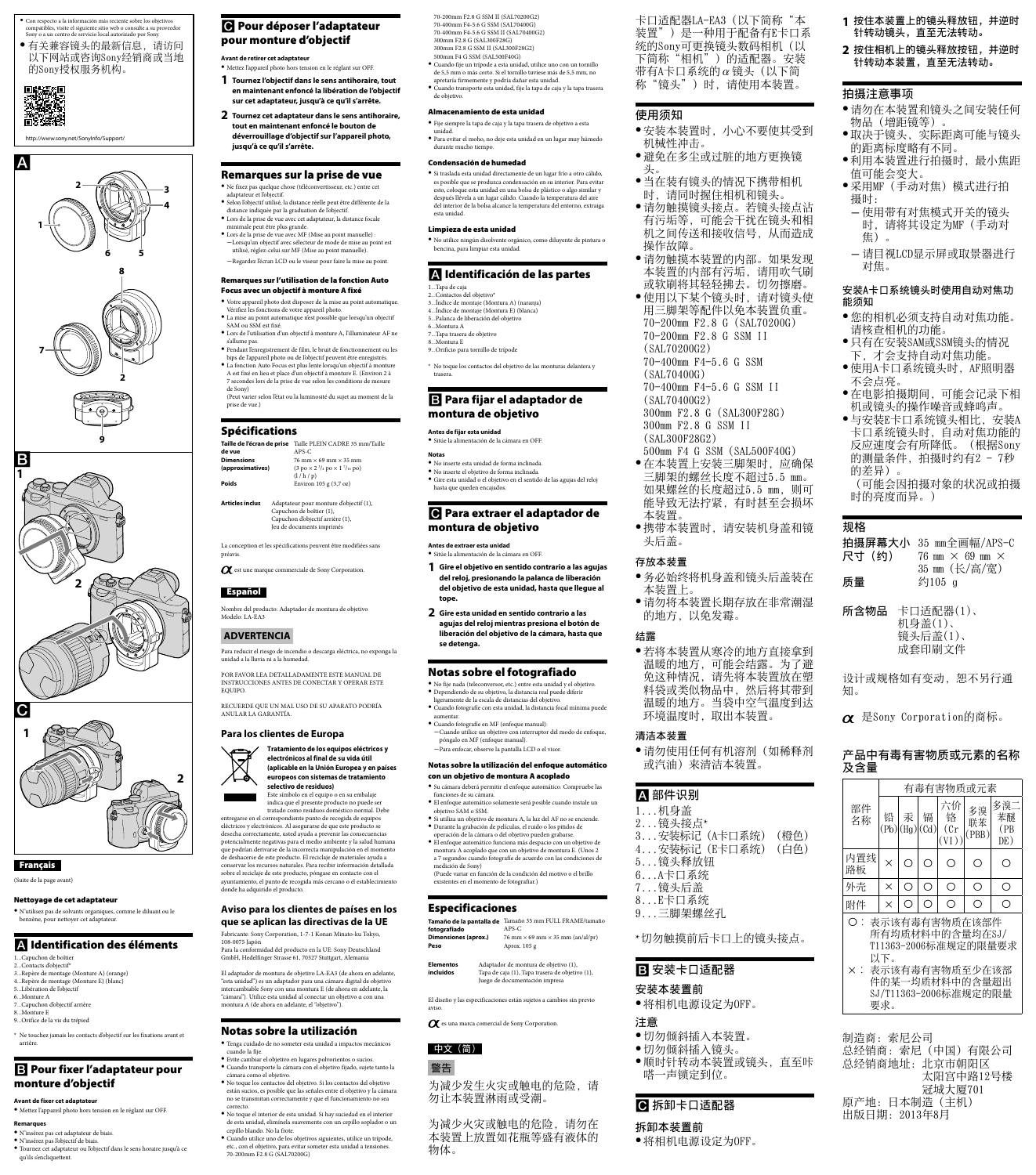- Con respecto a la información más reciente sobre los objetivos compatibles, visite el siguiente sitio web o consulte a su proveedor Sony o a un centro de servicio local autorizado por Sony.
- 有关兼容镜头的最新信息，请访问以下网站或咨询Sony经销商或当地的Sony授权服务机构。

http://www.sony.net/SonyInfo/Support/

A

1 2 3 4 5 6 7 8 9

B

1 2

C

1 2

## Français

(Suite de la page avant)

### Nettoyage de cet adaptateur

- N'utilisez pas de solvants organiques, comme le diluant ou le benzène, pour nettoyer cet adaptateur.

## A Identification des éléments

1...Capuchon de boîtier
2...Contacts d'objectif*
3...Repère de montage (Monture A) (orange)
4...Repère de montage (Monture E) (blanc)
5...Libération de l'objectif
6...Monture A
7...Capuchon d'objectif arrière
8...Monture E
9...Orifice de la vis du trépied

\* Ne touchez jamais les contacts d'objectif sur les fixations avant et arrière.

## B Pour fixer l'adaptateur pour monture d'objectif

### Avant de fixer cet adaptateur

- Mettez l'appareil photo hors tension en le réglant sur OFF.

### Remarques

- N'insérez pas cet adaptateur de biais.
- N'insérez pas l'objectif de biais.
- Tournez cet adaptateur ou l'objectif dans le sens horaire jusqu'à ce qu'ils s'encliquettent.

## C Pour déposer l'adaptateur pour monture d'objectif

### Avant de retirer cet adaptateur

- Mettez l'appareil photo hors tension en le réglant sur OFF.

**1 Tournez l'objectif dans le sens antihoraire, tout en maintenant enfoncé la libération de l'objectif sur cet adaptateur, jusqu'à ce qu'il s'arrête.**

**2 Tournez cet adaptateur dans le sens antihoraire, tout en maintenant enfoncé le bouton de déverrouillage d'objectif sur l'appareil photo, jusqu'à ce qu'il s'arrête.**

## Remarques sur la prise de vue

- Ne fixez pas quelque chose (téléconvertisseur, etc.) entre cet adaptateur et l'objectif.
- Selon l'objectif utilisé, la distance réelle peut être différente de la distance indiquée par la graduation de l'objectif.
- Lors de la prise de vue avec cet adaptateur, la distance focale minimale peut être plus grande.
- Lors de la prise de vue avec MF (Mise au point manuelle) :
  – Lorsqu'un objectif avec selecteur de mode de mise au point est utilisé, réglez-celui sur MF (Mise au point manuelle).
  – Regardez l'écran LCD ou le viseur pour faire la mise au point.

### Remarques sur l'utilisation de la fonction Auto Focus avec un objectif à monture A fixé

- Votre appareil photo doit disposer de la mise au point automatique. Vérifiez les fonctions de votre appareil photo.
- La mise au point automatique n'est possible que lorsqu'un objectif SAM ou SSM est fixé.
- Lors de l'utilisation d'un objectif à monture A, l'illuminateur AF ne s'allume pas.
- Pendant l'enregistrement de film, le bruit de fonctionnement ou les bips de l'appareil photo ou de l'objectif peuvent être enregistrés.
- La fonction Auto Focus est plus lente lorsqu'un objectif à monture A est fixé en lieu et place d'un objectif à monture E. (Environ 2 à 7 secondes lors de la prise de vue selon les conditions de mesure de Sony)
  (Peut varier selon l'état ou la luminosité du sujet au moment de la prise de vue.)

## Spécifications

| | |
|---|---|
| Taille de l'écran de prise de vue | Taille PLEIN CADRE 35 mm/Taille APS-C |
| Dimensions (approximatives) | 76 mm × 69 mm × 35 mm (3 po × 2 ³/₄ po × 1 ⁷/₁₆ po) (l / h / p) |
| Poids | Environ 105 g (3,7 oz) |
| Articles inclus | Adaptateur pour monture d'objectif (1), Capuchon de boîtier (1), Capuchon d'objectif arrière (1), Jeu de documents imprimés |

La conception et les spécifications peuvent être modifiées sans préavis.

α est une marque commerciale de Sony Corporation.

## Español

Nombre del producto: Adaptador de montura de objetivo
Modelo: LA-EA3

### ADVERTENCIA

Para reducir el riesgo de incendio o descarga eléctrica, no exponga la unidad a la lluvia ni a la humedad.

POR FAVOR LEA DETALLADAMENTE ESTE MANUAL DE INSTRUCCIONES ANTES DE CONECTAR Y OPERAR ESTE EQUIPO.

RECUERDE QUE UN MAL USO DE SU APARATO PODRÍA ANULAR LA GARANTÍA.

### Para los clientes de Europa

**Tratamiento de los equipos eléctricos y electrónicos al final de su vida útil (aplicable en la Unión Europea y en países europeos con sistemas de tratamiento selectivo de residuos)**

Este símbolo en el equipo o en su embalaje indica que el presente producto no puede ser tratado como residuos doméstico normal. Debe entregarse en el correspondiente punto de recogida de equipos eléctricos y electrónicos. Al asegurarse de que este producto se desecha correctamente, usted ayuda a prevenir las consecuencias potencialmente negativas para el medio ambiente y la salud humana que podrían derivarse de la incorrecta manipulación en el momento de deshacerse de este producto. El reciclaje de materiales ayuda a conservar los recursos naturales. Para recibir información detallada sobre el reciclaje de este producto, póngase en contacto con el ayuntamiento, el punto de recogida más cercano o el establecimiento donde ha adquirido el producto.

### Aviso para los clientes de países en los que se aplican las directivas de la UE

Fabricante: Sony Corporation, 1-7-1 Konan Minato-ku Tokyo, 108-0075 Japón
Para la conformidad del producto en la UE: Sony Deutschland GmbH, Hedelfinger Strasse 61, 70327 Stuttgart, Alemania

El adaptador de montura de objetivo LA-EA3 (de ahora en adelante, "esta unidad") es un adaptador para una cámara digital de objetivo intercambiable Sony con una montura E (de ahora en adelante, la "cámara"). Utilice esta unidad al conectar un objetivo a con una montura A (de ahora en adelante, el "objetivo").

## Notas sobre la utilización

- Tenga cuidado de no someter esta unidad a impactos mecánicos cuando la fije.
- Evite cambiar el objetivo en lugares polvorientos o sucios.
- Cuando transporte la cámara con el objetivo fijado, sujete tanto la cámara como el objetivo.
- No toque los contactos del objetivo. Si los contactos del objetivo están sucios, es posible que las señales entre el objetivo y la cámara no se transmitan correctamente y que el funcionamiento no sea correcto.
- No toque el interior de esta unidad. Si hay suciedad en el interior de esta unidad, elimínela suavemente con un cepillo soplador o un cepillo blando. No la frote.
- Cuando utilice uno de los objetivos siguientes, utilice un trípode, etc., con el objetivo, para evitar someter esta unidad a tensiones.
  70-200mm F2.8 G (SAL70200G)
  70-200mm F2.8 G SSM II (SAL70200G2)
  70-400mm F4-5.6 G SSM (SAL70400G)
  70-400mm F4-5.6 G SSM II (SAL70400G2)
  300mm F2.8 G (SAL300F28G)
  300mm F2.8 G SSM II (SAL300F28G2)
  500mm F4 G SSM (SAL500F40G)
- Cuando fije un trípode a esta unidad, utilice uno con un tornillo de 5,5 mm o más corto. Si el tornillo tuviese más de 5,5 mm, no apretaría firmemente y podría dañar esta unidad.
- Cuando transporte esta unidad, fije la tapa de caja y la tapa trasera de objetivo.

### Almacenamiento de esta unidad

- Fije siempre la tapa de caja y la tapa trasera de objetivo a esta unidad.
- Para evitar el moho, no deje esta unidad en un lugar muy húmedo durante mucho tiempo.

### Condensación de humedad

- Si traslada esta unidad directamente de un lugar frío a otro cálido, es posible que se produzca condensación en su interior. Para evitar esto, coloque esta unidad en una bolsa de plástico o algo similar y después llévela a un lugar cálido. Cuando la temperatura del aire del interior de la bolsa alcance la temperatura del entorno, extraiga esta unidad.

### Limpieza de esta unidad

- No utilice ningún disolvente orgánico, como diluyente de pintura o bencina, para limpiar esta unidad.

## A Identificación de las partes

1...Tapa de caja
2...Contactos del objetivo*
3...Índice de montaje (Montura A) (naranja)
4...Índice de montaje (Montura E) (blanca)
5...Palanca de liberación del objetivo
6...Montura A
7...Tapa trasera de objetivo
8...Montura E
9...Orificio para tornillo de trípode

\* No toque los contactos del objetivo de las monturas delantera y trasera.

## B Para fijar el adaptador de montura de objetivo

### Antes de fijar esta unidad

- Sitúe la alimentación de la cámara en OFF.

### Notas

- No inserte esta unidad de forma inclinada.
- No inserte el objetivo de forma inclinada.
- Gire esta unidad o el objetivo en el sentido de las agujas del reloj hasta que queden encajados.

## C Para extraer el adaptador de montura de objetivo

### Antes de extraer esta unidad

- Sitúe la alimentación de la cámara en OFF.

**1 Gire el objetivo en sentido contrario a las agujas del reloj, presionando la palanca de liberación del objetivo de esta unidad, hasta que llegue al tope.**

**2 Gire esta unidad en sentido contrario a las agujas del reloj mientras presiona el botón de liberación del objetivo de la cámara, hasta que se detenga.**

## Notas sobre el fotografiado

- No fije nada (teleconversor, etc.) entre esta unidad y el objetivo.
- Dependiendo de su objetivo, la distancia real puede diferir ligeramente de la escala de distancias del objetivo.
- Cuando fotografíe con esta unidad, la distancia focal mínima puede aumentar.
- Cuando fotografíe en MF (enfoque manual):
  – Cuando utilice un objetivo con interruptor del modo de enfoque, póngalo en MF (enfoque manual).
  – Para enfocar, observe la pantalla LCD o el visor.

### Notas sobre la utilización del enfoque automático con un objetivo de montura A acoplado

- Su cámara deberá permitir el enfoque automático. Compruebe las funciones de su cámara.
- El enfoque automático solamente será posible cuando instale un objetivo SAM o SSM.
- Si utiliza un objetivo de montura A, la luz del AF no se enciende.
- Durante la grabación de películas, el ruido o los pitidos de operación de la cámara o del objetivo pueden grabarse.
- El enfoque automático funciona más despacio con un objetivo de montura A acoplado que con un objetivo de montura E. (Unos 2 a 7 segundos cuando fotografíe de acuerdo con las condiciones de medición de Sony)
  (Puede variar en función de la condición del motivo o el brillo existentes en el momento de fotografiar.)

## Especificaciones

| | |
|---|---|
| Tamaño de la pantalla de fotografiado | Tamaño 35 mm FULL FRAME/tamaño APS-C |
| Dimensiones (aprox.) | 76 mm × 69 mm × 35 mm (an/al/pr) |
| Peso | Aprox. 105 g |
| Elementos incluidos | Adaptador de montura de objetivo (1), Tapa de caja (1), Tapa trasera de objetivo (1), Juego de documentación impresa |

El diseño y las especificaciones están sujetos a cambios sin previo aviso.

α es una marca comercial de Sony Corporation.

## 中文（简）

### 警告

为减少发生火灾或触电的危险，请勿让本装置淋雨或受潮。

为减少火灾或触电的危险，请勿在本装置上放置如花瓶等盛有液体的物体。

卡口适配器LA-EA3（以下简称"本装置"）是一种用于配备有E卡口系统的Sony可更换镜头数码相机（以下简称"相机"）的适配器。安装带有A卡口系统的α镜头（以下简称"镜头"）时，请使用本装置。

## 使用须知

- 安装本装置时，小心不要使其受到机械性冲击。
- 避免在多尘或过脏的地方更换镜头。
- 当在装有镜头的情况下携带相机时，请同时握住相机和镜头。
- 请勿触摸镜头接点。若镜头接点沾有污垢等，可能会干扰在镜头和相机之间传送和接收信号，从而造成操作故障。
- 请勿触摸本装置的内部。如果发现本装置的内部有污垢，请用吹气刷或软刷将其轻轻拂去。切勿擦磨。
- 使用以下某个镜头时，请对镜头使用三脚架等配件以免本装置负重。
  70-200mm F2.8 G（SAL70200G）
  70-200mm F2.8 G SSM II（SAL70200G2）
  70-400mm F4-5.6 G SSM（SAL70400G）
  70-400mm F4-5.6 G SSM II（SAL70400G2）
  300mm F2.8 G（SAL300F28G）
  300mm F2.8 G SSM II（SAL300F28G2）
  500mm F4 G SSM（SAL500F40G）
- 在本装置上安装三脚架时，应确保三脚架的螺丝长度不超过5.5 mm。如果螺丝的长度超过5.5 mm，则可能导致无法拧紧，有时甚至会损坏本装置。
- 携带本装置时，请安装机身盖和镜头后盖。

### 存放本装置

- 务必始终将机身盖和镜头后盖装在本装置上。
- 请勿将本装置长期存放在非常潮湿的地方，以免发霉。

### 结露

- 若将本装置从寒冷的地方直接拿到温暖的地方，可能会结露。为了避免这种情况，请先将本装置放在塑料袋或类似物品中，然后将其带到温暖的地方。当袋中空气温度到达环境温度时，取出本装置。

### 清洁本装置

- 请勿使用任何有机溶剂（如稀释剂或汽油）来清洁本装置。

## A 部件识别

1...机身盖
2...镜头接点*
3...安装标记（A卡口系统）（橙色）
4...安装标记（E卡口系统）（白色）
5...镜头释放按钮
6...A卡口系统
7...镜头后盖
8...E卡口系统
9...三脚架螺丝孔

\*切勿触摸前后卡口上的镜头接点。

## B 安装卡口适配器

### 安装本装置前

- 将相机电源设定为OFF。

### 注意

- 切勿倾斜插入本装置。
- 切勿倾斜插入镜头。
- 顺时针转动本装置或镜头，直至咔嗒一声锁定到位。

## C 拆卸卡口适配器

### 拆卸本装置前

- 将相机电源设定为OFF。

**1 按住本装置上的镜头释放按钮，并逆时针转动镜头，直至无法转动。**

**2 按住相机上的镜头释放按钮，并逆时针转动本装置，直至无法转动。**

## 拍摄注意事项

- 请勿在本装置和镜头之间安装任何物品（增距镜等）。
- 取决于镜头，实际距离可能与镜头的距离标度略有不同。
- 利用本装置进行拍摄时，最小焦距值可能会变大。
- 采用MF（手动对焦）模式进行拍摄时：
  – 使用带有对焦模式开关的镜头时，请将其设定为MF（手动对焦）。
  – 请目视LCD显示屏或取景器进行对焦。

### 安装A卡口系统镜头时使用自动对焦功能须知

- 您的相机必须支持自动对焦功能。请核查相机的功能。
- 只有在安装SAM或SSM镜头的情况下，才会支持自动对焦功能。
- 使用A卡口系统镜头时，AF照明器不会点亮。
- 在电影拍摄期间，可能会记录下相机或镜头的操作噪音或蜂鸣声。
- 与安装E卡口系统镜头相比，安装A卡口系统镜头时，自动对焦功能的反应速度会有所降低。（根据Sony的测量条件，拍摄时约有2 - 7秒的差异）。
  （可能会因拍摄对象的状况或拍摄时的亮度而异。）

## 规格

| | |
|---|---|
| 拍摄屏幕大小 | 35 mm全画幅/APS-C |
| 尺寸（约） | 76 mm × 69 mm × 35 mm（长/高/宽） |
| 质量 | 约105 g |
| 所含物品 | 卡口适配器(1)、机身盖(1)、镜头后盖(1)、成套印刷文件 |

设计或规格如有变动，恕不另行通知。

α 是Sony Corporation的商标。

## 产品中有毒有害物质或元素的名称及含量

| 部件名称 | 有毒有害物质或元素 | | | | | |
|---|---|---|---|---|---|---|
| | 铅(Pb) | 汞(Hg) | 镉(Cd) | 六价铬(Cr(VI)) | 多溴联苯(PBB) | 多溴二苯醚(PBDE) |
| 内置线路板 | × | ○ | ○ | ○ | ○ | ○ |
| 外壳 | × | ○ | ○ | ○ | ○ | ○ |
| 附件 | × | ○ | ○ | ○ | ○ | ○ |

○：表示该有毒有害物质在该部件所有均质材料中的含量均在SJ/T11363-2006标准规定的限量要求以下。
×：表示该有毒有害物质至少在该部件的某一均质材料中的含量超出SJ/T11363-2006标准规定的限量要求。

制造商：索尼公司
总经销商：索尼（中国）有限公司
总经销商地址：北京市朝阳区太阳宫中路12号楼冠城大厦701
原产地：日本制造（主机）
出版日期：2013年8月